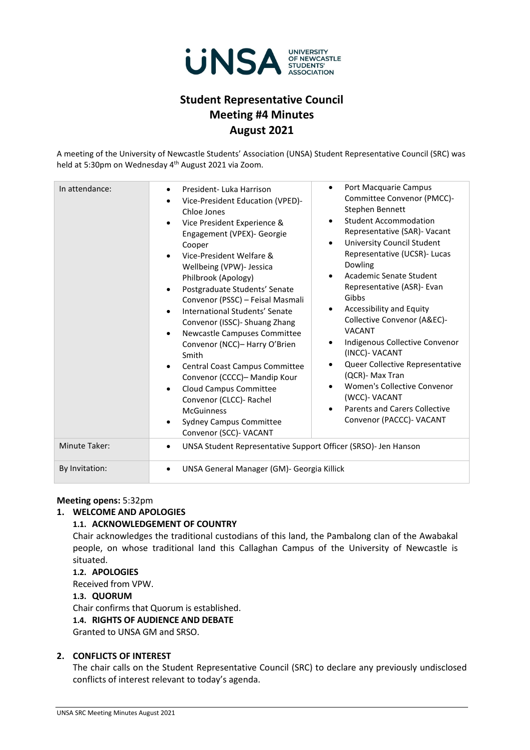UNSA UNIVERSITY OF NEWCASTLE STUDENTS' ASSOCIATION

# Student Representative Council
# Meeting #4 Minutes
# August 2021

A meeting of the University of Newcastle Students' Association (UNSA) Student Representative Council (SRC) was held at 5:30pm on Wednesday 4th August 2021 via Zoom.

| | | |
|---|---|---|
| In attendance: | <ul><li>President- Luka Harrison</li><li>Vice-President Education (VPED)- Chloe Jones</li><li>Vice President Experience & Engagement (VPEX)- Georgie Cooper</li><li>Vice-President Welfare & Wellbeing (VPW)- Jessica Philbrook (Apology)</li><li>Postgraduate Students' Senate Convenor (PSSC) – Feisal Masmali</li><li>International Students' Senate Convenor (ISSC)- Shuang Zhang</li><li>Newcastle Campuses Committee Convenor (NCC)– Harry O'Brien Smith</li><li>Central Coast Campus Committee Convenor (CCCC)– Mandip Kour</li><li>Cloud Campus Committee Convenor (CLCC)- Rachel McGuinness</li><li>Sydney Campus Committee Convenor (SCC)- VACANT</li></ul> | <ul><li>Port Macquarie Campus Committee Convenor (PMCC)- Stephen Bennett</li><li>Student Accommodation Representative (SAR)- Vacant</li><li>University Council Student Representative (UCSR)- Lucas Dowling</li><li>Academic Senate Student Representative (ASR)- Evan Gibbs</li><li>Accessibility and Equity Collective Convenor (A&EC)- VACANT</li><li>Indigenous Collective Convenor (INCC)- VACANT</li><li>Queer Collective Representative (QCR)- Max Tran</li><li>Women's Collective Convenor (WCC)- VACANT</li><li>Parents and Carers Collective Convenor (PACCC)- VACANT</li></ul> |
| Minute Taker: | <ul><li>UNSA Student Representative Support Officer (SRSO)- Jen Hanson</li></ul> | |
| By Invitation: | <ul><li>UNSA General Manager (GM)- Georgia Killick</li></ul> | |

**Meeting opens:** 5:32pm

## 1. WELCOME AND APOLOGIES

### 1.1. ACKNOWLEDGEMENT OF COUNTRY

Chair acknowledges the traditional custodians of this land, the Pambalong clan of the Awabakal people, on whose traditional land this Callaghan Campus of the University of Newcastle is situated.

### 1.2. APOLOGIES

Received from VPW.

### 1.3. QUORUM

Chair confirms that Quorum is established.

### 1.4. RIGHTS OF AUDIENCE AND DEBATE

Granted to UNSA GM and SRSO.

## 2. CONFLICTS OF INTEREST

The chair calls on the Student Representative Council (SRC) to declare any previously undisclosed conflicts of interest relevant to today's agenda.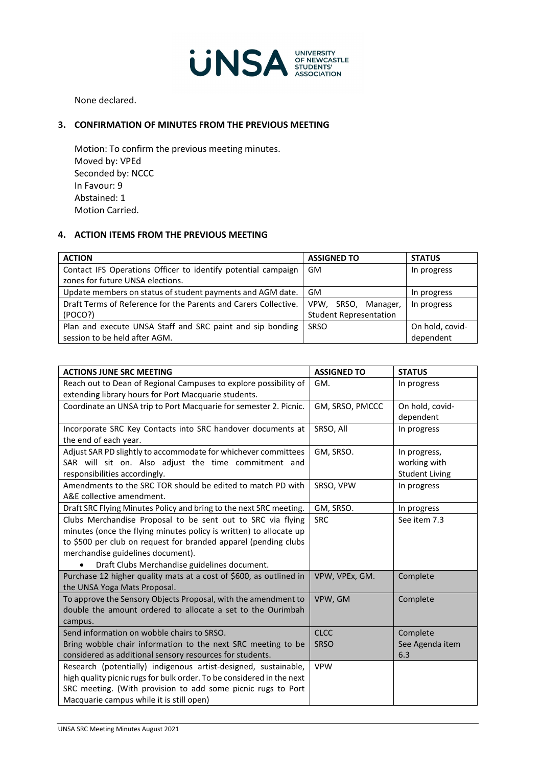None declared.

## 3. CONFIRMATION OF MINUTES FROM THE PREVIOUS MEETING

Motion: To confirm the previous meeting minutes.
Moved by: VPEd
Seconded by: NCCC
In Favour: 9
Abstained: 1
Motion Carried.

## 4. ACTION ITEMS FROM THE PREVIOUS MEETING

| ACTION | ASSIGNED TO | STATUS |
|---|---|---|
| Contact IFS Operations Officer to identify potential campaign zones for future UNSA elections. | GM | In progress |
| Update members on status of student payments and AGM date. | GM | In progress |
| Draft Terms of Reference for the Parents and Carers Collective. (POCO?) | VPW, SRSO, Manager, Student Representation | In progress |
| Plan and execute UNSA Staff and SRC paint and sip bonding session to be held after AGM. | SRSO | On hold, covid-dependent |

| ACTIONS JUNE SRC MEETING | ASSIGNED TO | STATUS |
|---|---|---|
| Reach out to Dean of Regional Campuses to explore possibility of extending library hours for Port Macquarie students. | GM. | In progress |
| Coordinate an UNSA trip to Port Macquarie for semester 2. Picnic. | GM, SRSO, PMCCC | On hold, covid-dependent |
| Incorporate SRC Key Contacts into SRC handover documents at the end of each year. | SRSO, All | In progress |
| Adjust SAR PD slightly to accommodate for whichever committees SAR will sit on. Also adjust the time commitment and responsibilities accordingly. | GM, SRSO. | In progress, working with Student Living |
| Amendments to the SRC TOR should be edited to match PD with A&E collective amendment. | SRSO, VPW | In progress |
| Draft SRC Flying Minutes Policy and bring to the next SRC meeting. | GM, SRSO. | In progress |
| Clubs Merchandise Proposal to be sent out to SRC via flying minutes (once the flying minutes policy is written) to allocate up to $500 per club on request for branded apparel (pending clubs merchandise guidelines document).<br>• Draft Clubs Merchandise guidelines document. | SRC | See item 7.3 |
| Purchase 12 higher quality mats at a cost of $600, as outlined in the UNSA Yoga Mats Proposal. | VPW, VPEx, GM. | Complete |
| To approve the Sensory Objects Proposal, with the amendment to double the amount ordered to allocate a set to the Ourimbah campus. | VPW, GM | Complete |
| Send information on wobble chairs to SRSO.<br>Bring wobble chair information to the next SRC meeting to be considered as additional sensory resources for students. | CLCC<br>SRSO | Complete<br>See Agenda item 6.3 |
| Research (potentially) indigenous artist-designed, sustainable, high quality picnic rugs for bulk order. To be considered in the next SRC meeting. (With provision to add some picnic rugs to Port Macquarie campus while it is still open) | VPW | |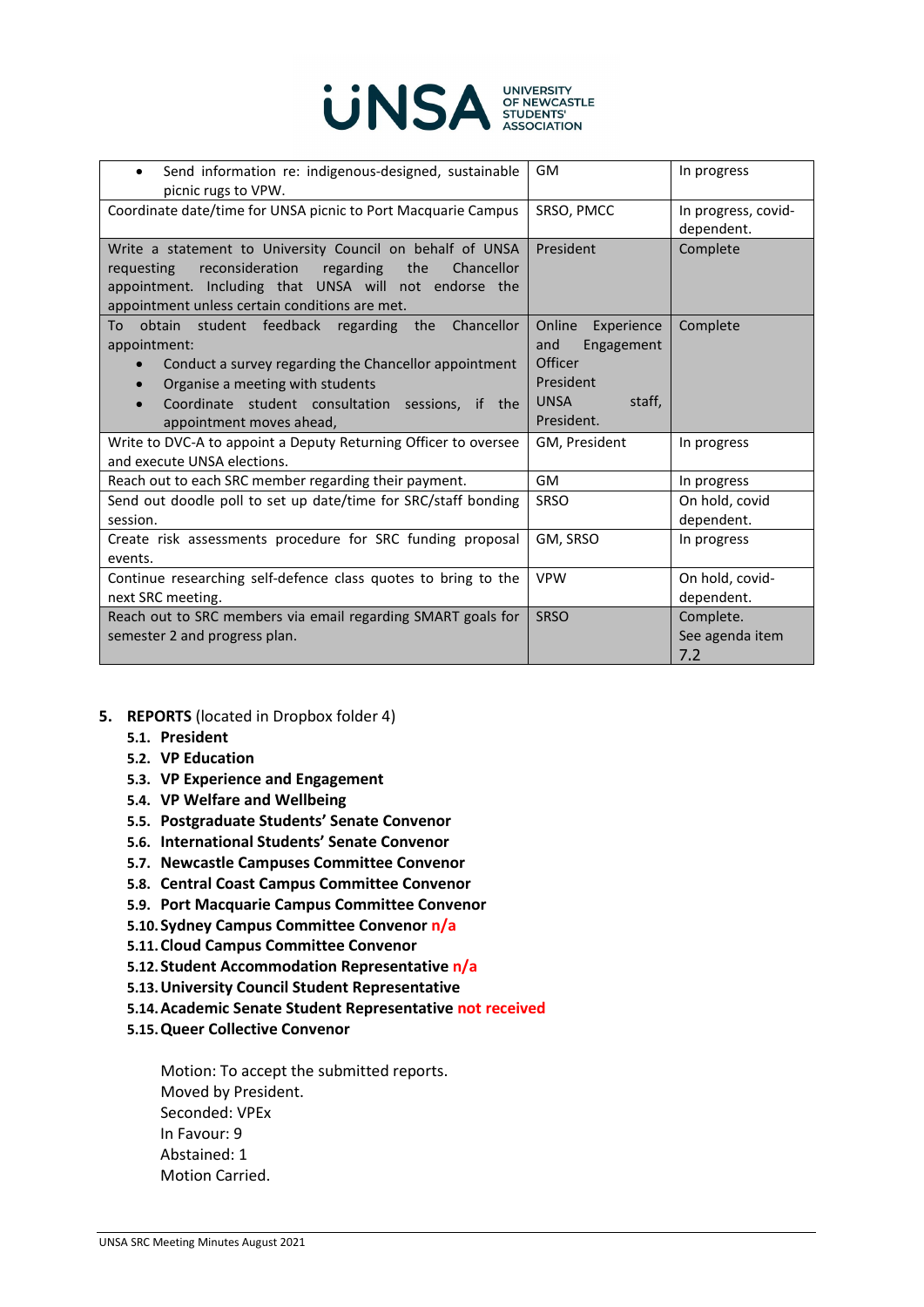| | | |
|---|---|---|
| • Send information re: indigenous-designed, sustainable picnic rugs to VPW. | GM | In progress |
| Coordinate date/time for UNSA picnic to Port Macquarie Campus | SRSO, PMCC | In progress, covid-dependent. |
| Write a statement to University Council on behalf of UNSA requesting reconsideration regarding the Chancellor appointment. Including that UNSA will not endorse the appointment unless certain conditions are met. | President | Complete |
| To obtain student feedback regarding the Chancellor appointment:<br>• Conduct a survey regarding the Chancellor appointment<br>• Organise a meeting with students<br>• Coordinate student consultation sessions, if the appointment moves ahead, | Online Experience and Engagement Officer<br>President<br>UNSA staff, President. | Complete |
| Write to DVC-A to appoint a Deputy Returning Officer to oversee and execute UNSA elections. | GM, President | In progress |
| Reach out to each SRC member regarding their payment. | GM | In progress |
| Send out doodle poll to set up date/time for SRC/staff bonding session. | SRSO | On hold, covid dependent. |
| Create risk assessments procedure for SRC funding proposal events. | GM, SRSO | In progress |
| Continue researching self-defence class quotes to bring to the next SRC meeting. | VPW | On hold, covid-dependent. |
| Reach out to SRC members via email regarding SMART goals for semester 2 and progress plan. | SRSO | Complete. See agenda item 7.2 |

5. **REPORTS** (located in Dropbox folder 4)
   - 5.1. **President**
   - 5.2. **VP Education**
   - 5.3. **VP Experience and Engagement**
   - 5.4. **VP Welfare and Wellbeing**
   - 5.5. **Postgraduate Students' Senate Convenor**
   - 5.6. **International Students' Senate Convenor**
   - 5.7. **Newcastle Campuses Committee Convenor**
   - 5.8. **Central Coast Campus Committee Convenor**
   - 5.9. **Port Macquarie Campus Committee Convenor**
   - 5.10. **Sydney Campus Committee Convenor n/a**
   - 5.11. **Cloud Campus Committee Convenor**
   - 5.12. **Student Accommodation Representative n/a**
   - 5.13. **University Council Student Representative**
   - 5.14. **Academic Senate Student Representative not received**
   - 5.15. **Queer Collective Convenor**

   Motion: To accept the submitted reports.
   Moved by President.
   Seconded: VPEx
   In Favour: 9
   Abstained: 1
   Motion Carried.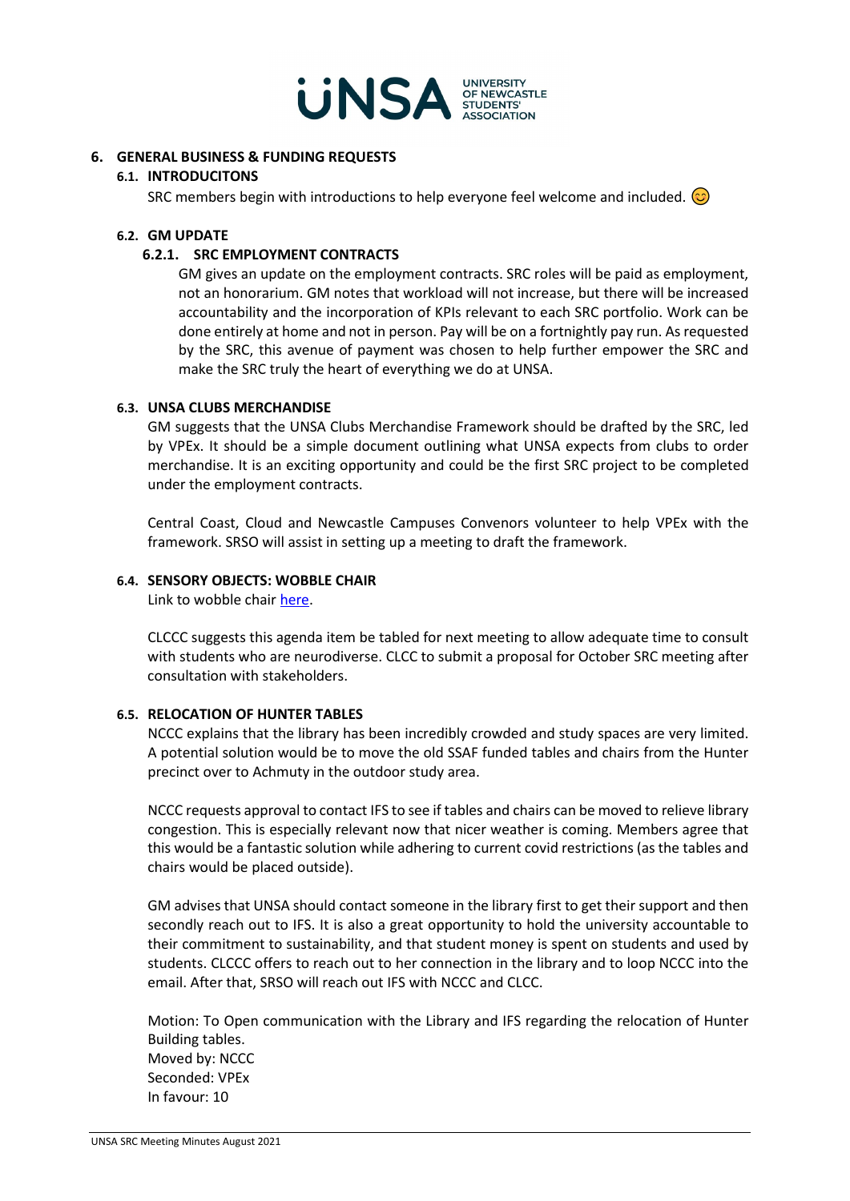## 6. GENERAL BUSINESS & FUNDING REQUESTS

### 6.1. INTRODUCITONS

SRC members begin with introductions to help everyone feel welcome and included. 😊

### 6.2. GM UPDATE

#### 6.2.1. SRC EMPLOYMENT CONTRACTS

GM gives an update on the employment contracts. SRC roles will be paid as employment, not an honorarium. GM notes that workload will not increase, but there will be increased accountability and the incorporation of KPIs relevant to each SRC portfolio. Work can be done entirely at home and not in person. Pay will be on a fortnightly pay run. As requested by the SRC, this avenue of payment was chosen to help further empower the SRC and make the SRC truly the heart of everything we do at UNSA.

### 6.3. UNSA CLUBS MERCHANDISE

GM suggests that the UNSA Clubs Merchandise Framework should be drafted by the SRC, led by VPEx. It should be a simple document outlining what UNSA expects from clubs to order merchandise. It is an exciting opportunity and could be the first SRC project to be completed under the employment contracts.

Central Coast, Cloud and Newcastle Campuses Convenors volunteer to help VPEx with the framework. SRSO will assist in setting up a meeting to draft the framework.

### 6.4. SENSORY OBJECTS: WOBBLE CHAIR

Link to wobble chair here.

CLCCC suggests this agenda item be tabled for next meeting to allow adequate time to consult with students who are neurodiverse. CLCC to submit a proposal for October SRC meeting after consultation with stakeholders.

### 6.5. RELOCATION OF HUNTER TABLES

NCCC explains that the library has been incredibly crowded and study spaces are very limited. A potential solution would be to move the old SSAF funded tables and chairs from the Hunter precinct over to Achmuty in the outdoor study area.

NCCC requests approval to contact IFS to see if tables and chairs can be moved to relieve library congestion. This is especially relevant now that nicer weather is coming. Members agree that this would be a fantastic solution while adhering to current covid restrictions (as the tables and chairs would be placed outside).

GM advises that UNSA should contact someone in the library first to get their support and then secondly reach out to IFS. It is also a great opportunity to hold the university accountable to their commitment to sustainability, and that student money is spent on students and used by students. CLCCC offers to reach out to her connection in the library and to loop NCCC into the email. After that, SRSO will reach out IFS with NCCC and CLCC.

Motion: To Open communication with the Library and IFS regarding the relocation of Hunter Building tables.
Moved by: NCCC
Seconded: VPEx
In favour: 10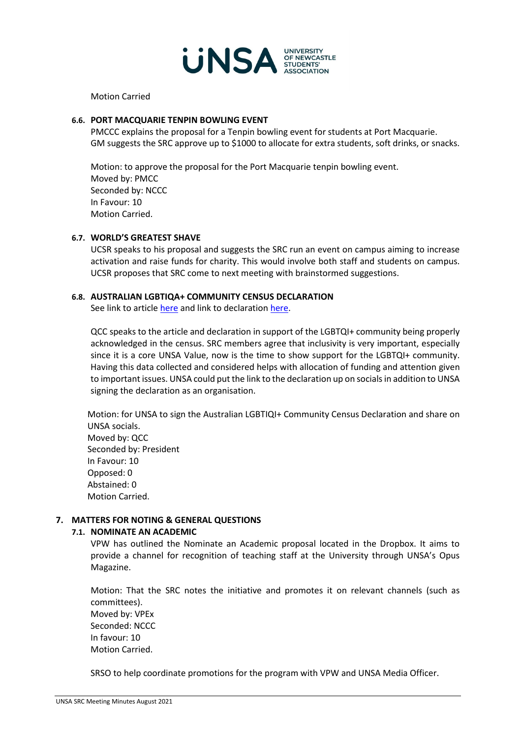Motion Carried

### 6.6. PORT MACQUARIE TENPIN BOWLING EVENT

PMCCC explains the proposal for a Tenpin bowling event for students at Port Macquarie.
GM suggests the SRC approve up to $1000 to allocate for extra students, soft drinks, or snacks.

Motion: to approve the proposal for the Port Macquarie tenpin bowling event.
Moved by: PMCC
Seconded by: NCCC
In Favour: 10
Motion Carried.

### 6.7. WORLD'S GREATEST SHAVE

UCSR speaks to his proposal and suggests the SRC run an event on campus aiming to increase activation and raise funds for charity. This would involve both staff and students on campus. UCSR proposes that SRC come to next meeting with brainstormed suggestions.

### 6.8. AUSTRALIAN LGBTIQA+ COMMUNITY CENSUS DECLARATION

See link to article here and link to declaration here.

QCC speaks to the article and declaration in support of the LGBTQI+ community being properly acknowledged in the census. SRC members agree that inclusivity is very important, especially since it is a core UNSA Value, now is the time to show support for the LGBTQI+ community. Having this data collected and considered helps with allocation of funding and attention given to important issues. UNSA could put the link to the declaration up on socials in addition to UNSA signing the declaration as an organisation.

Motion: for UNSA to sign the Australian LGBTIQI+ Community Census Declaration and share on UNSA socials.
Moved by: QCC
Seconded by: President
In Favour: 10
Opposed: 0
Abstained: 0
Motion Carried.

## 7. MATTERS FOR NOTING & GENERAL QUESTIONS

### 7.1. NOMINATE AN ACADEMIC

VPW has outlined the Nominate an Academic proposal located in the Dropbox. It aims to provide a channel for recognition of teaching staff at the University through UNSA's Opus Magazine.

Motion: That the SRC notes the initiative and promotes it on relevant channels (such as committees).
Moved by: VPEx
Seconded: NCCC
In favour: 10
Motion Carried.

SRSO to help coordinate promotions for the program with VPW and UNSA Media Officer.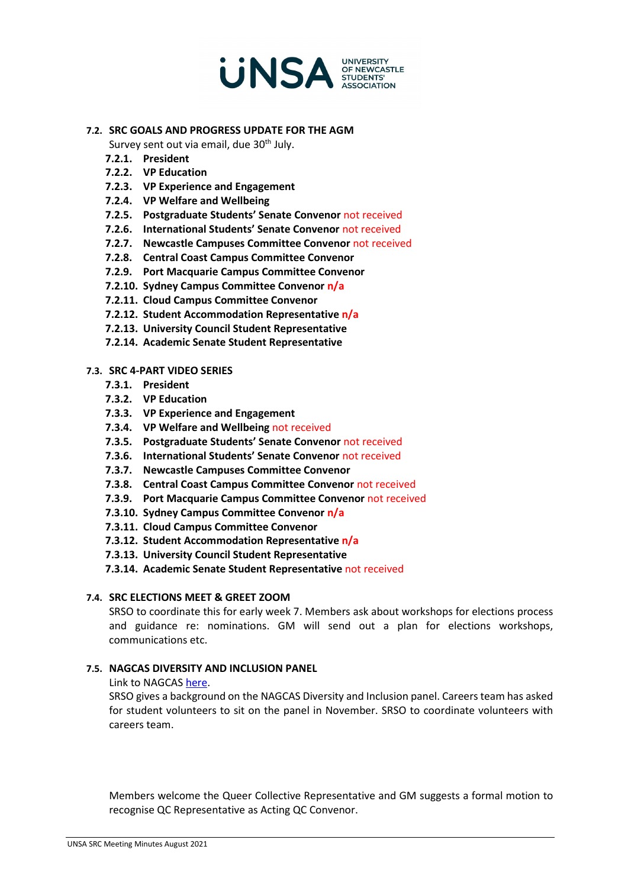### 7.2. SRC GOALS AND PROGRESS UPDATE FOR THE AGM

Survey sent out via email, due 30th July.

- 7.2.1. **President**
- 7.2.2. **VP Education**
- 7.2.3. **VP Experience and Engagement**
- 7.2.4. **VP Welfare and Wellbeing**
- 7.2.5. **Postgraduate Students' Senate Convenor** not received
- 7.2.6. **International Students' Senate Convenor** not received
- 7.2.7. **Newcastle Campuses Committee Convenor** not received
- 7.2.8. **Central Coast Campus Committee Convenor**
- 7.2.9. **Port Macquarie Campus Committee Convenor**
- 7.2.10. **Sydney Campus Committee Convenor n/a**
- 7.2.11. **Cloud Campus Committee Convenor**
- 7.2.12. **Student Accommodation Representative n/a**
- 7.2.13. **University Council Student Representative**
- 7.2.14. **Academic Senate Student Representative**

### 7.3. SRC 4-PART VIDEO SERIES

- 7.3.1. **President**
- 7.3.2. **VP Education**
- 7.3.3. **VP Experience and Engagement**
- 7.3.4. **VP Welfare and Wellbeing** not received
- 7.3.5. **Postgraduate Students' Senate Convenor** not received
- 7.3.6. **International Students' Senate Convenor** not received
- 7.3.7. **Newcastle Campuses Committee Convenor**
- 7.3.8. **Central Coast Campus Committee Convenor** not received
- 7.3.9. **Port Macquarie Campus Committee Convenor** not received
- 7.3.10. **Sydney Campus Committee Convenor n/a**
- 7.3.11. **Cloud Campus Committee Convenor**
- 7.3.12. **Student Accommodation Representative n/a**
- 7.3.13. **University Council Student Representative**
- 7.3.14. **Academic Senate Student Representative** not received

### 7.4. SRC ELECTIONS MEET & GREET ZOOM

SRSO to coordinate this for early week 7. Members ask about workshops for elections process and guidance re: nominations. GM will send out a plan for elections workshops, communications etc.

### 7.5. NAGCAS DIVERSITY AND INCLUSION PANEL

Link to NAGCAS here.

SRSO gives a background on the NAGCAS Diversity and Inclusion panel. Careers team has asked for student volunteers to sit on the panel in November. SRSO to coordinate volunteers with careers team.

Members welcome the Queer Collective Representative and GM suggests a formal motion to recognise QC Representative as Acting QC Convenor.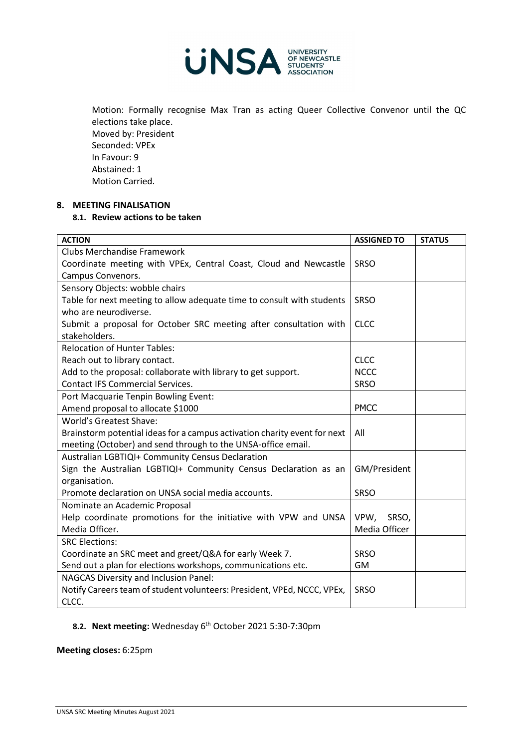Motion: Formally recognise Max Tran as acting Queer Collective Convenor until the QC elections take place.
Moved by: President
Seconded: VPEx
In Favour: 9
Abstained: 1
Motion Carried.

## 8. MEETING FINALISATION

### 8.1. Review actions to be taken

| ACTION | ASSIGNED TO | STATUS |
|---|---|---|
| Clubs Merchandise Framework<br>Coordinate meeting with VPEx, Central Coast, Cloud and Newcastle Campus Convenors. | SRSO | |
| Sensory Objects: wobble chairs<br>Table for next meeting to allow adequate time to consult with students who are neurodiverse.<br>Submit a proposal for October SRC meeting after consultation with stakeholders. | SRSO<br><br>CLCC | |
| Relocation of Hunter Tables:<br>Reach out to library contact.<br>Add to the proposal: collaborate with library to get support.<br>Contact IFS Commercial Services. | <br>CLCC<br>NCCC<br>SRSO | |
| Port Macquarie Tenpin Bowling Event:<br>Amend proposal to allocate $1000 | PMCC | |
| World's Greatest Shave:<br>Brainstorm potential ideas for a campus activation charity event for next meeting (October) and send through to the UNSA-office email. | All | |
| Australian LGBTIQI+ Community Census Declaration<br>Sign the Australian LGBTIQI+ Community Census Declaration as an organisation.<br>Promote declaration on UNSA social media accounts. | GM/President<br><br>SRSO | |
| Nominate an Academic Proposal<br>Help coordinate promotions for the initiative with VPW and UNSA Media Officer. | VPW, SRSO, Media Officer | |
| SRC Elections:<br>Coordinate an SRC meet and greet/Q&A for early Week 7.<br>Send out a plan for elections workshops, communications etc. | <br>SRSO<br>GM | |
| NAGCAS Diversity and Inclusion Panel:<br>Notify Careers team of student volunteers: President, VPEd, NCCC, VPEx, CLCC. | SRSO | |

### 8.2. Next meeting: Wednesday 6th October 2021 5:30-7:30pm

**Meeting closes:** 6:25pm